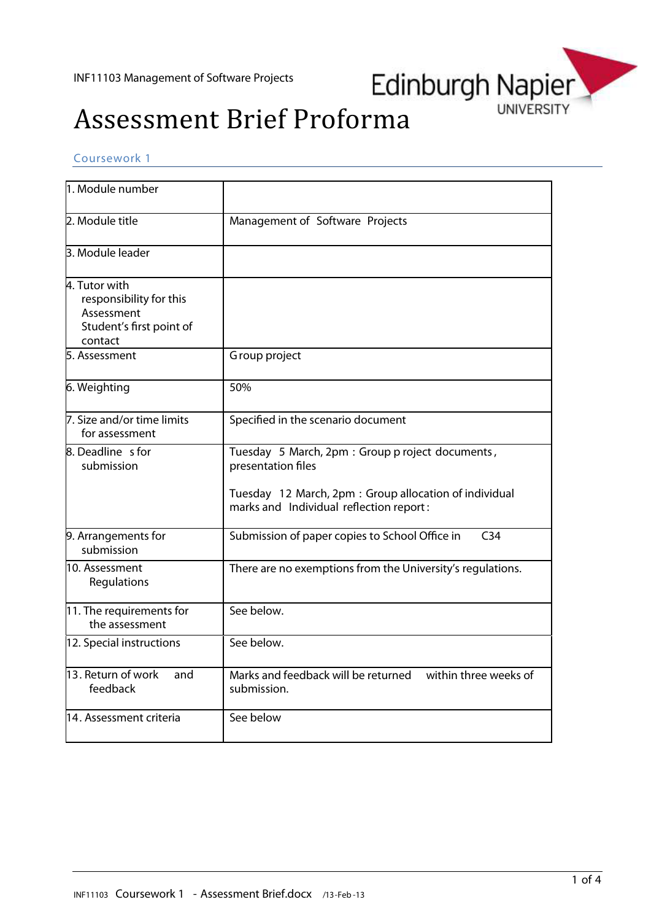INF11103 Management of Software Projects

# Assessment Brief Proforma

## Coursework 1

| | |
|---|---|
| 1. Module number | |
| 2. Module title | Management of Software Projects |
| 3. Module leader | |
| 4. Tutor with responsibility for this Assessment Student's first point of contact | |
| 5. Assessment | Group project |
| 6. Weighting | 50% |
| 7. Size and/or time limits for assessment | Specified in the scenario document |
| 8. Deadlines for submission | Tuesday 5 March, 2pm : Group project documents, presentation files<br><br>Tuesday 12 March, 2pm : Group allocation of individual marks and Individual reflection report: |
| 9. Arrangements for submission | Submission of paper copies to School Office in C34 |
| 10. Assessment Regulations | There are no exemptions from the University's regulations. |
| 11. The requirements for the assessment | See below. |
| 12. Special instructions | See below. |
| 13. Return of work and feedback | Marks and feedback will be returned within three weeks of submission. |
| 14. Assessment criteria | See below |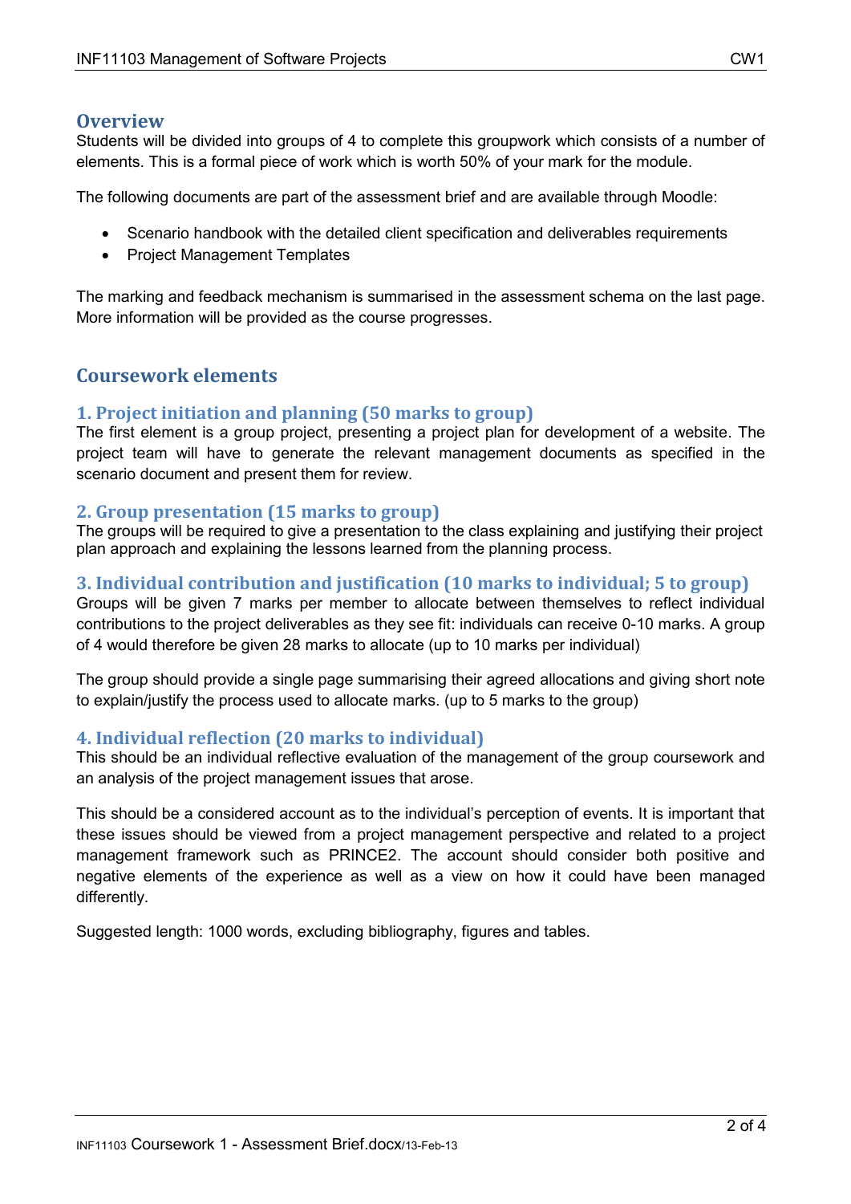## Overview

Students will be divided into groups of 4 to complete this groupwork which consists of a number of elements. This is a formal piece of work which is worth 50% of your mark for the module.

The following documents are part of the assessment brief and are available through Moodle:

- Scenario handbook with the detailed client specification and deliverables requirements
- Project Management Templates

The marking and feedback mechanism is summarised in the assessment schema on the last page. More information will be provided as the course progresses.

## Coursework elements

### 1. Project initiation and planning (50 marks to group)

The first element is a group project, presenting a project plan for development of a website. The project team will have to generate the relevant management documents as specified in the scenario document and present them for review.

### 2. Group presentation (15 marks to group)

The groups will be required to give a presentation to the class explaining and justifying their project plan approach and explaining the lessons learned from the planning process.

### 3. Individual contribution and justification (10 marks to individual; 5 to group)

Groups will be given 7 marks per member to allocate between themselves to reflect individual contributions to the project deliverables as they see fit: individuals can receive 0-10 marks. A group of 4 would therefore be given 28 marks to allocate (up to 10 marks per individual)

The group should provide a single page summarising their agreed allocations and giving short note to explain/justify the process used to allocate marks. (up to 5 marks to the group)

### 4. Individual reflection (20 marks to individual)

This should be an individual reflective evaluation of the management of the group coursework and an analysis of the project management issues that arose.

This should be a considered account as to the individual's perception of events. It is important that these issues should be viewed from a project management perspective and related to a project management framework such as PRINCE2. The account should consider both positive and negative elements of the experience as well as a view on how it could have been managed differently.

Suggested length: 1000 words, excluding bibliography, figures and tables.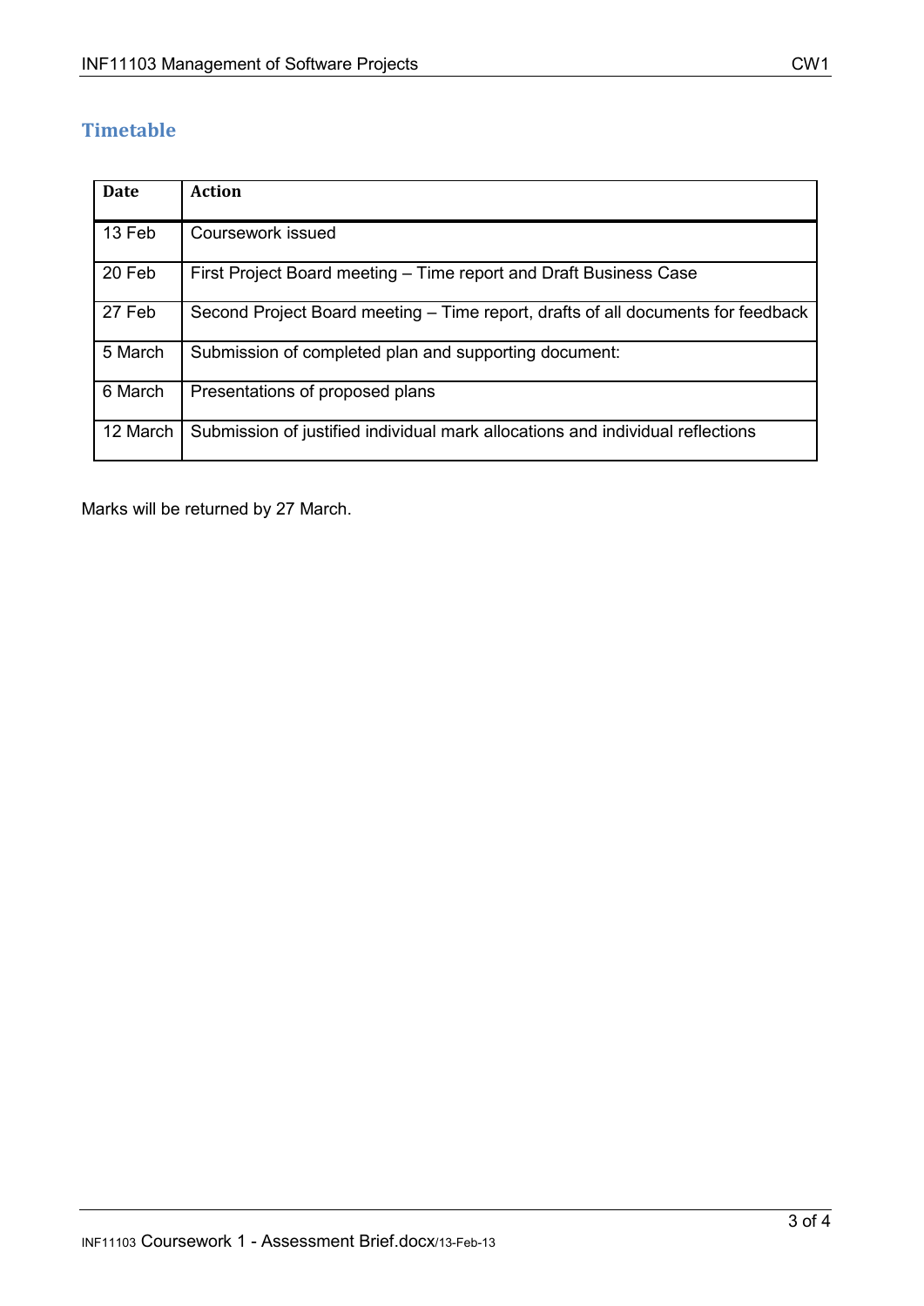## Timetable

| Date | Action |
| --- | --- |
| 13 Feb | Coursework issued |
| 20 Feb | First Project Board meeting – Time report and Draft Business Case |
| 27 Feb | Second Project Board meeting – Time report, drafts of all documents for feedback |
| 5 March | Submission of completed plan and supporting document: |
| 6 March | Presentations of proposed plans |
| 12 March | Submission of justified individual mark allocations and individual reflections |

Marks will be returned by 27 March.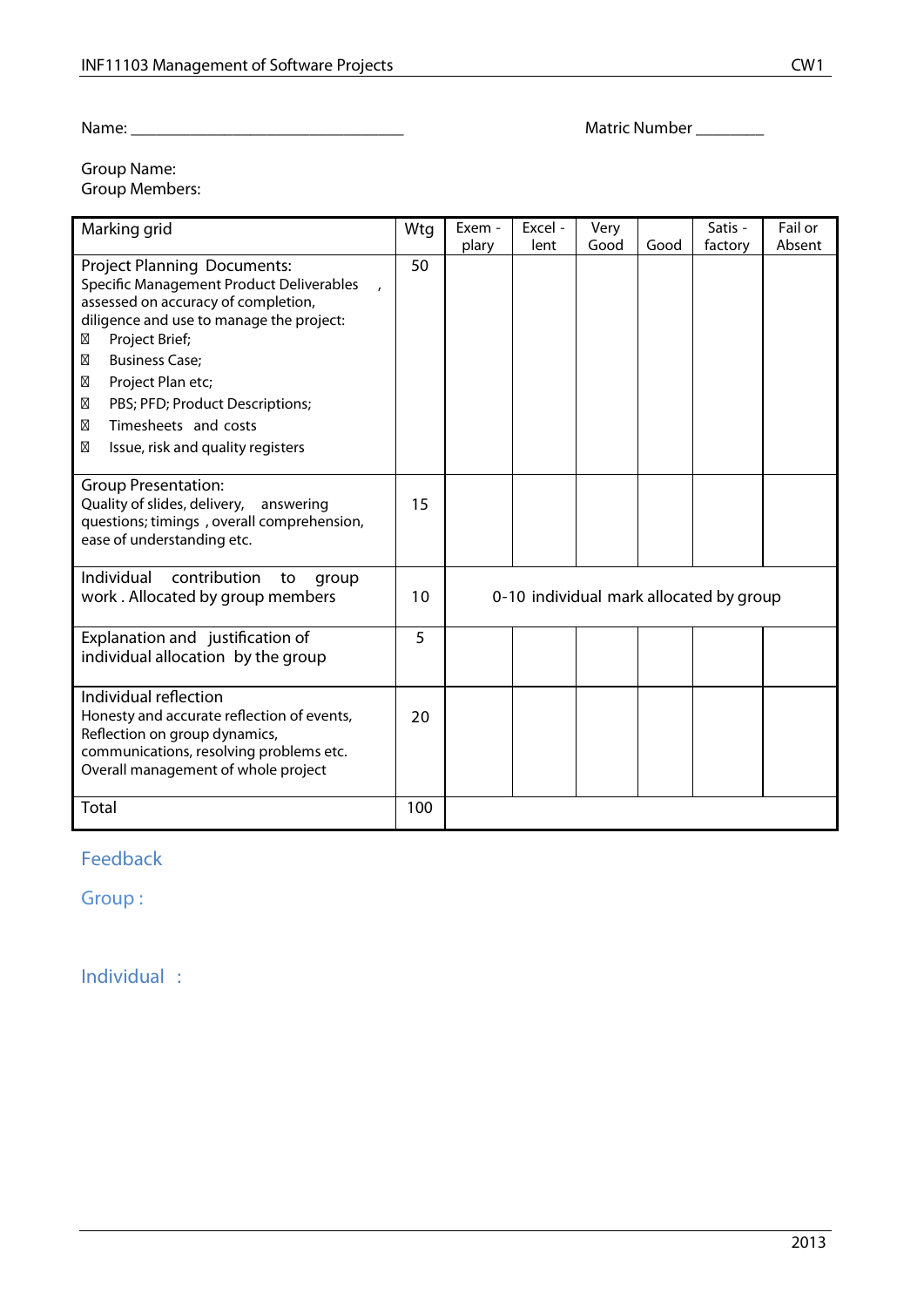Name: ________________________________ Matric Number ________

Group Name:
Group Members:

| Marking grid | Wtg | Exem - plary | Excel - lent | Very Good | Good | Satis - factory | Fail or Absent |
|---|---|---|---|---|---|---|---|
| Project Planning Documents:<br>Specific Management Product Deliverables , assessed on accuracy of completion, diligence and use to manage the project:<br>- Project Brief;<br>- Business Case;<br>- Project Plan etc;<br>- PBS; PFD; Product Descriptions;<br>- Timesheets and costs<br>- Issue, risk and quality registers | 50 | | | | | | |
| Group Presentation:<br>Quality of slides, delivery, answering questions; timings , overall comprehension, ease of understanding etc. | 15 | | | | | | |
| Individual contribution to group work . Allocated by group members | 10 | 0-10 individual mark allocated by group | | | | | |
| Explanation and justification of individual allocation by the group | 5 | | | | | | |
| Individual reflection<br>Honesty and accurate reflection of events, Reflection on group dynamics, communications, resolving problems etc. Overall management of whole project | 20 | | | | | | |
| Total | 100 | | | | | | |

## Feedback

## Group :

## Individual :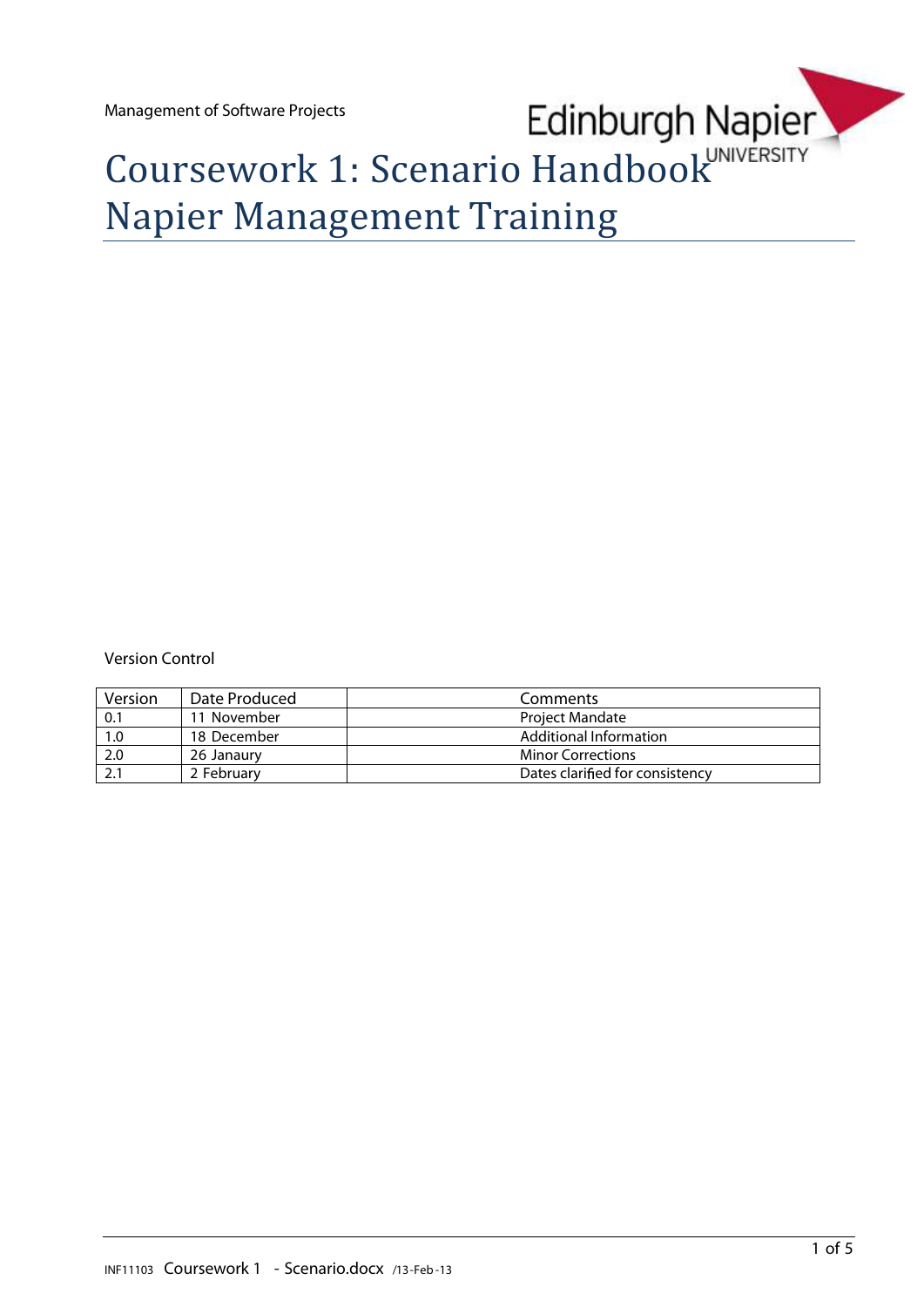Management of Software Projects

# Coursework 1: Scenario Handbook Napier Management Training

Version Control

| Version | Date Produced | Comments |
|---|---|---|
| 0.1 | 11 November | Project Mandate |
| 1.0 | 18 December | Additional Information |
| 2.0 | 26 Janaury | Minor Corrections |
| 2.1 | 2 February | Dates clarified for consistency |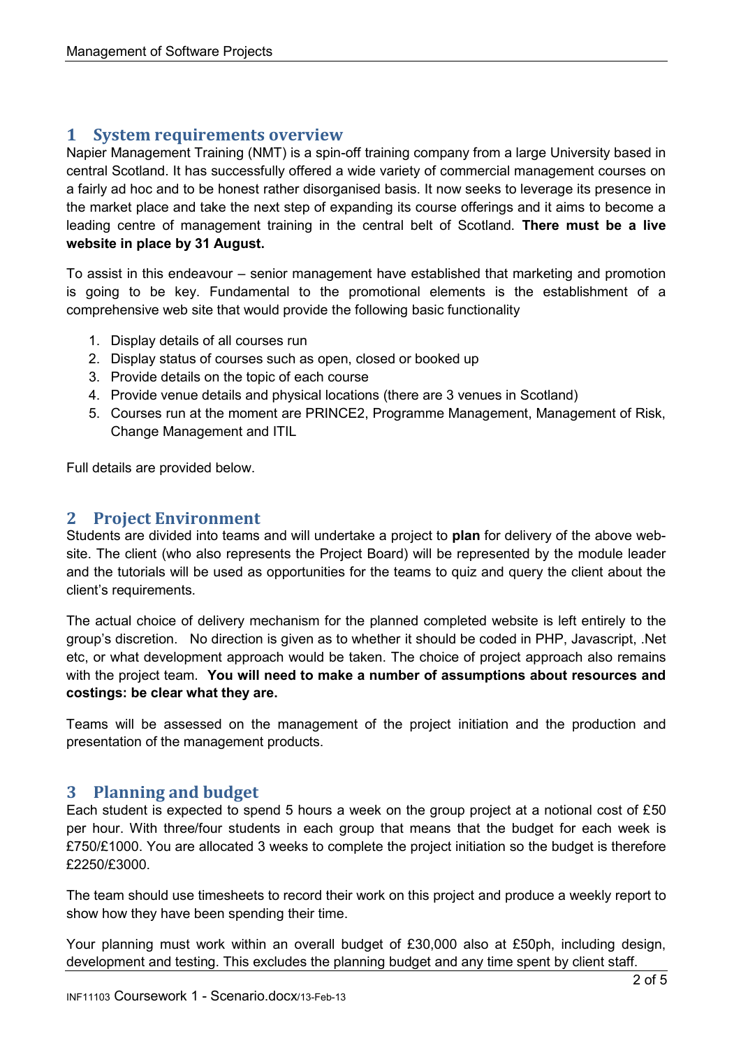## 1 System requirements overview

Napier Management Training (NMT) is a spin-off training company from a large University based in central Scotland. It has successfully offered a wide variety of commercial management courses on a fairly ad hoc and to be honest rather disorganised basis. It now seeks to leverage its presence in the market place and take the next step of expanding its course offerings and it aims to become a leading centre of management training in the central belt of Scotland. **There must be a live website in place by 31 August.**

To assist in this endeavour – senior management have established that marketing and promotion is going to be key. Fundamental to the promotional elements is the establishment of a comprehensive web site that would provide the following basic functionality

1. Display details of all courses run
2. Display status of courses such as open, closed or booked up
3. Provide details on the topic of each course
4. Provide venue details and physical locations (there are 3 venues in Scotland)
5. Courses run at the moment are PRINCE2, Programme Management, Management of Risk, Change Management and ITIL

Full details are provided below.

## 2 Project Environment

Students are divided into teams and will undertake a project to **plan** for delivery of the above web-site. The client (who also represents the Project Board) will be represented by the module leader and the tutorials will be used as opportunities for the teams to quiz and query the client about the client's requirements.

The actual choice of delivery mechanism for the planned completed website is left entirely to the group's discretion. No direction is given as to whether it should be coded in PHP, Javascript, .Net etc, or what development approach would be taken. The choice of project approach also remains with the project team. **You will need to make a number of assumptions about resources and costings: be clear what they are.**

Teams will be assessed on the management of the project initiation and the production and presentation of the management products.

## 3 Planning and budget

Each student is expected to spend 5 hours a week on the group project at a notional cost of £50 per hour. With three/four students in each group that means that the budget for each week is £750/£1000. You are allocated 3 weeks to complete the project initiation so the budget is therefore £2250/£3000.

The team should use timesheets to record their work on this project and produce a weekly report to show how they have been spending their time.

Your planning must work within an overall budget of £30,000 also at £50ph, including design, development and testing. This excludes the planning budget and any time spent by client staff.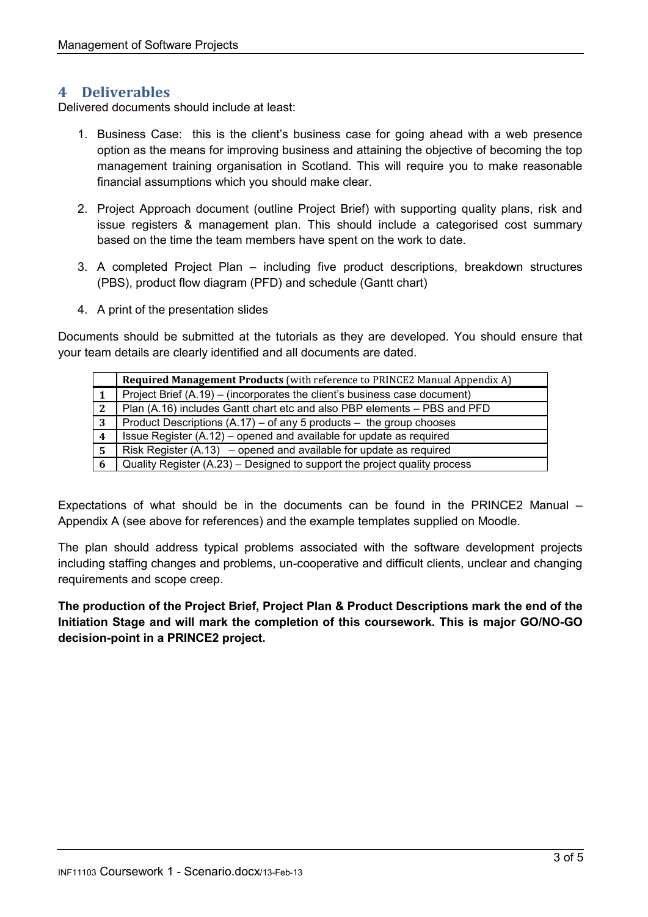## 4 Deliverables

Delivered documents should include at least:

1. Business Case: this is the client's business case for going ahead with a web presence option as the means for improving business and attaining the objective of becoming the top management training organisation in Scotland. This will require you to make reasonable financial assumptions which you should make clear.

2. Project Approach document (outline Project Brief) with supporting quality plans, risk and issue registers & management plan. This should include a categorised cost summary based on the time the team members have spent on the work to date.

3. A completed Project Plan – including five product descriptions, breakdown structures (PBS), product flow diagram (PFD) and schedule (Gantt chart)

4. A print of the presentation slides

Documents should be submitted at the tutorials as they are developed. You should ensure that your team details are clearly identified and all documents are dated.

| | **Required Management Products** (with reference to PRINCE2 Manual Appendix A) |
|---|---|
| 1 | Project Brief (A.19) – (incorporates the client's business case document) |
| 2 | Plan (A.16) includes Gantt chart etc and also PBP elements – PBS and PFD |
| 3 | Product Descriptions (A.17) – of any 5 products – the group chooses |
| 4 | Issue Register (A.12) – opened and available for update as required |
| 5 | Risk Register (A.13) – opened and available for update as required |
| 6 | Quality Register (A.23) – Designed to support the project quality process |

Expectations of what should be in the documents can be found in the PRINCE2 Manual – Appendix A (see above for references) and the example templates supplied on Moodle.

The plan should address typical problems associated with the software development projects including staffing changes and problems, un-cooperative and difficult clients, unclear and changing requirements and scope creep.

**The production of the Project Brief, Project Plan & Product Descriptions mark the end of the Initiation Stage and will mark the completion of this coursework. This is major GO/NO-GO decision-point in a PRINCE2 project.**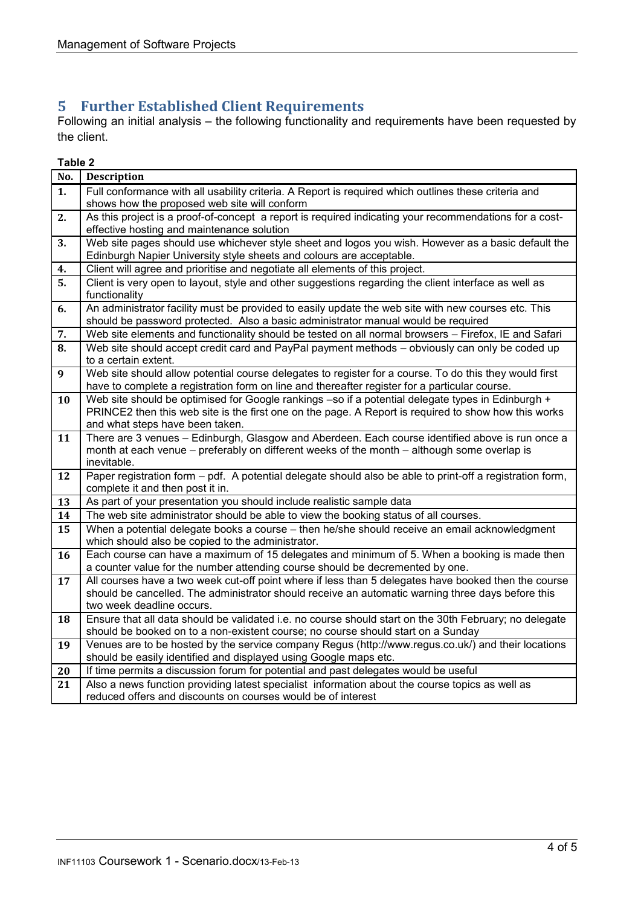## 5 Further Established Client Requirements

Following an initial analysis – the following functionality and requirements have been requested by the client.

**Table 2**

| No. | Description |
|---|---|
| **1.** | Full conformance with all usability criteria. A Report is required which outlines these criteria and shows how the proposed web site will conform |
| **2.** | As this project is a proof-of-concept a report is required indicating your recommendations for a cost-effective hosting and maintenance solution |
| **3.** | Web site pages should use whichever style sheet and logos you wish. However as a basic default the Edinburgh Napier University style sheets and colours are acceptable. |
| **4.** | Client will agree and prioritise and negotiate all elements of this project. |
| **5.** | Client is very open to layout, style and other suggestions regarding the client interface as well as functionality |
| **6.** | An administrator facility must be provided to easily update the web site with new courses etc. This should be password protected. Also a basic administrator manual would be required |
| **7.** | Web site elements and functionality should be tested on all normal browsers – Firefox, IE and Safari |
| **8.** | Web site should accept credit card and PayPal payment methods – obviously can only be coded up to a certain extent. |
| **9** | Web site should allow potential course delegates to register for a course. To do this they would first have to complete a registration form on line and thereafter register for a particular course. |
| **10** | Web site should be optimised for Google rankings –so if a potential delegate types in Edinburgh + PRINCE2 then this web site is the first one on the page. A Report is required to show how this works and what steps have been taken. |
| **11** | There are 3 venues – Edinburgh, Glasgow and Aberdeen. Each course identified above is run once a month at each venue – preferably on different weeks of the month – although some overlap is inevitable. |
| **12** | Paper registration form – pdf. A potential delegate should also be able to print-off a registration form, complete it and then post it in. |
| **13** | As part of your presentation you should include realistic sample data |
| **14** | The web site administrator should be able to view the booking status of all courses. |
| **15** | When a potential delegate books a course – then he/she should receive an email acknowledgment which should also be copied to the administrator. |
| **16** | Each course can have a maximum of 15 delegates and minimum of 5. When a booking is made then a counter value for the number attending course should be decremented by one. |
| **17** | All courses have a two week cut-off point where if less than 5 delegates have booked then the course should be cancelled. The administrator should receive an automatic warning three days before this two week deadline occurs. |
| **18** | Ensure that all data should be validated i.e. no course should start on the 30th February; no delegate should be booked on to a non-existent course; no course should start on a Sunday |
| **19** | Venues are to be hosted by the service company Regus (http://www.regus.co.uk/) and their locations should be easily identified and displayed using Google maps etc. |
| **20** | If time permits a discussion forum for potential and past delegates would be useful |
| **21** | Also a news function providing latest specialist information about the course topics as well as reduced offers and discounts on courses would be of interest |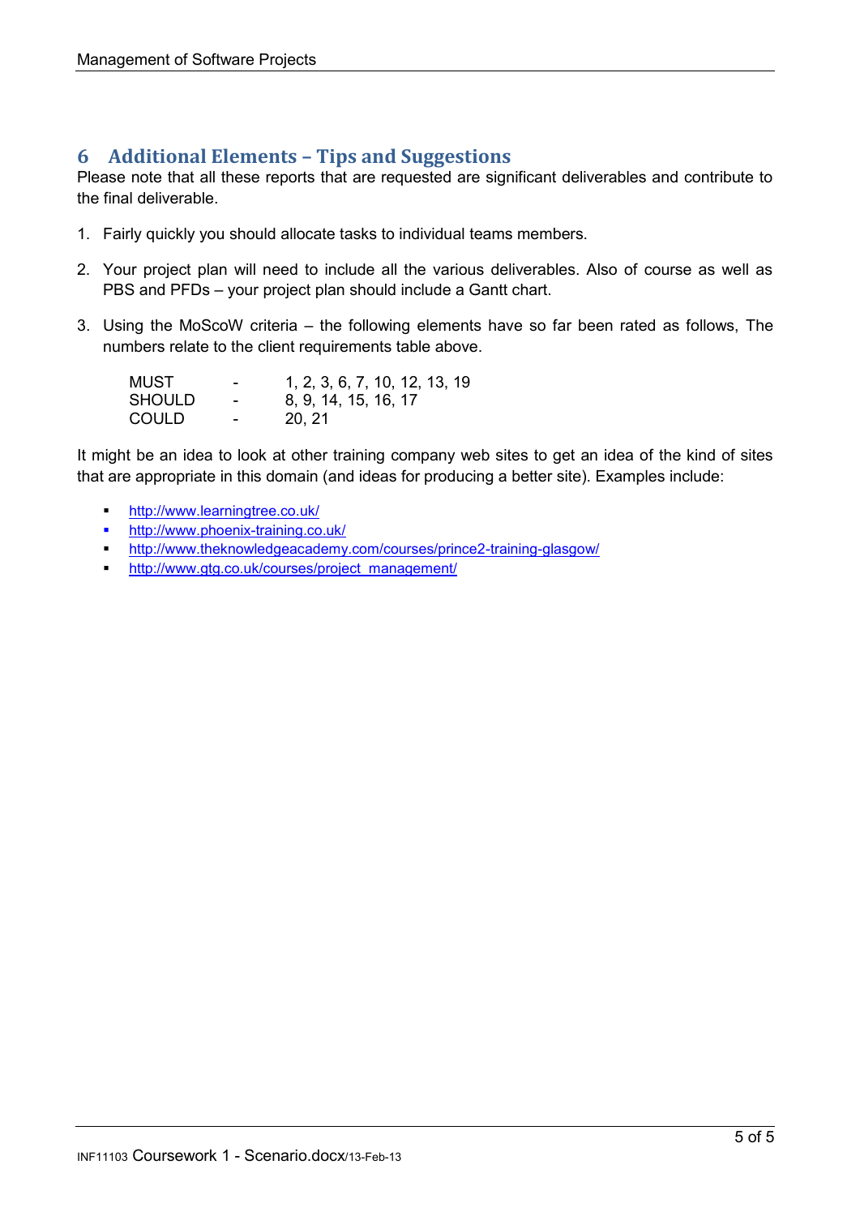## 6 Additional Elements – Tips and Suggestions

Please note that all these reports that are requested are significant deliverables and contribute to the final deliverable.

1. Fairly quickly you should allocate tasks to individual teams members.

2. Your project plan will need to include all the various deliverables. Also of course as well as PBS and PFDs – your project plan should include a Gantt chart.

3. Using the MoScoW criteria – the following elements have so far been rated as follows, The numbers relate to the client requirements table above.

| | | |
|---|---|---|
| MUST | - | 1, 2, 3, 6, 7, 10, 12, 13, 19 |
| SHOULD | - | 8, 9, 14, 15, 16, 17 |
| COULD | - | 20, 21 |

It might be an idea to look at other training company web sites to get an idea of the kind of sites that are appropriate in this domain (and ideas for producing a better site). Examples include:

- http://www.learningtree.co.uk/
- http://www.phoenix-training.co.uk/
- http://www.theknowledgeacademy.com/courses/prince2-training-glasgow/
- http://www.gtg.co.uk/courses/project_management/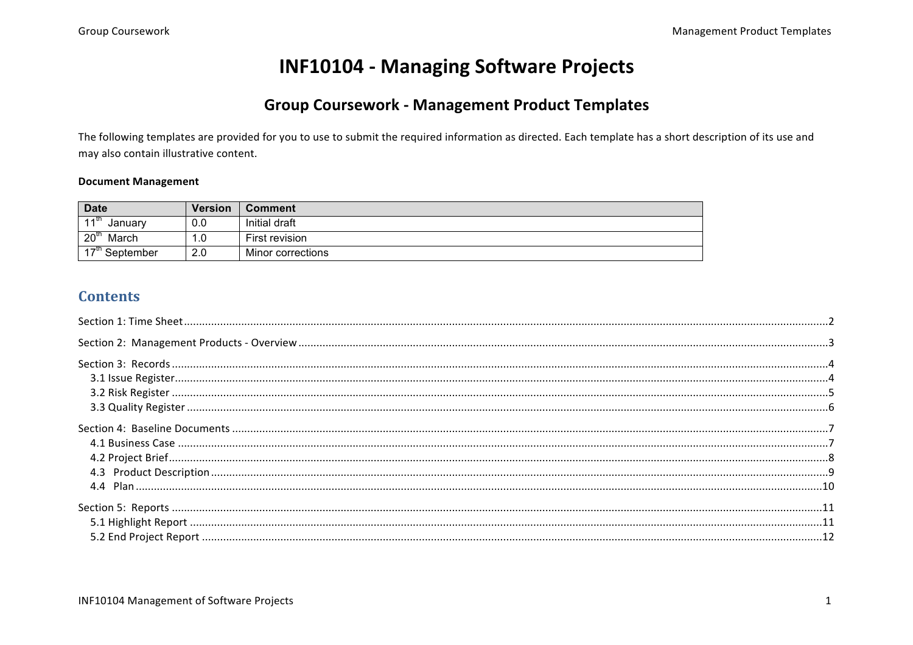# INF10104 - Managing Software Projects

## Group Coursework - Management Product Templates

The following templates are provided for you to use to submit the required information as directed. Each template has a short description of its use and may also contain illustrative content.

**Document Management**

| Date | Version | Comment |
|---|---|---|
| 11th January | 0.0 | Initial draft |
| 20th March | 1.0 | First revision |
| 17th September | 2.0 | Minor corrections |

## Contents

Section 1: Time Sheet ........ 2

Section 2: Management Products - Overview ........ 3

Section 3: Records ........ 4
- 3.1 Issue Register ........ 4
- 3.2 Risk Register ........ 5
- 3.3 Quality Register ........ 6

Section 4: Baseline Documents ........ 7
- 4.1 Business Case ........ 7
- 4.2 Project Brief ........ 8
- 4.3 Product Description ........ 9
- 4.4 Plan ........ 10

Section 5: Reports ........ 11
- 5.1 Highlight Report ........ 11
- 5.2 End Project Report ........ 12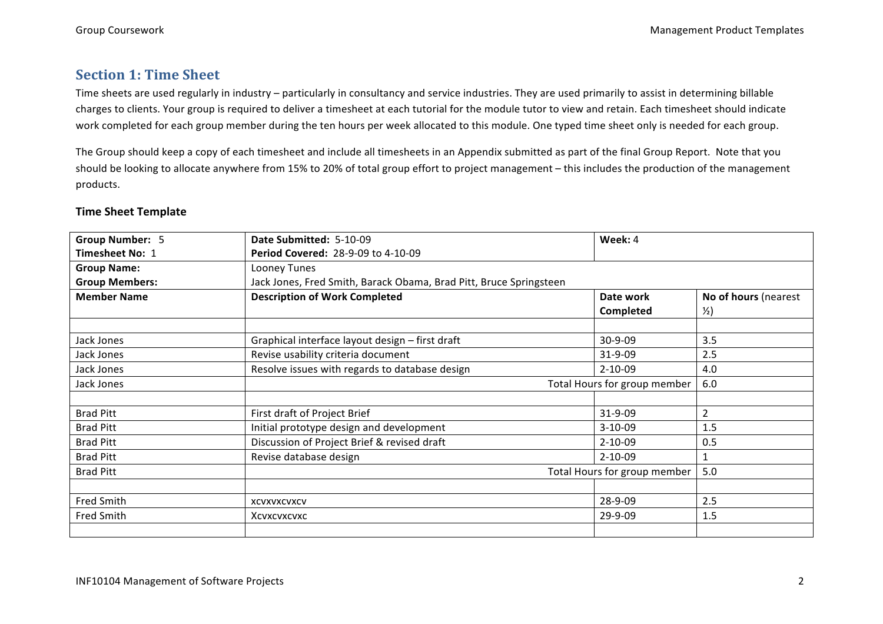## Section 1: Time Sheet

Time sheets are used regularly in industry – particularly in consultancy and service industries. They are used primarily to assist in determining billable charges to clients. Your group is required to deliver a timesheet at each tutorial for the module tutor to view and retain. Each timesheet should indicate work completed for each group member during the ten hours per week allocated to this module. One typed time sheet only is needed for each group.

The Group should keep a copy of each timesheet and include all timesheets in an Appendix submitted as part of the final Group Report. Note that you should be looking to allocate anywhere from 15% to 20% of total group effort to project management – this includes the production of the management products.

### Time Sheet Template

| | | | |
|---|---|---|---|
| **Group Number:** 5<br>**Timesheet No:** 1 | **Date Submitted:** 5-10-09<br>**Period Covered:** 28-9-09 to 4-10-09 | **Week:** 4 | |
| **Group Name:**<br>**Group Members:** | Looney Tunes<br>Jack Jones, Fred Smith, Barack Obama, Brad Pitt, Bruce Springsteen | | |
| **Member Name** | **Description of Work Completed** | **Date work Completed** | **No of hours** (nearest ½) |
| | | | |
| Jack Jones | Graphical interface layout design – first draft | 30-9-09 | 3.5 |
| Jack Jones | Revise usability criteria document | 31-9-09 | 2.5 |
| Jack Jones | Resolve issues with regards to database design | 2-10-09 | 4.0 |
| Jack Jones | | Total Hours for group member | 6.0 |
| | | | |
| Brad Pitt | First draft of Project Brief | 31-9-09 | 2 |
| Brad Pitt | Initial prototype design and development | 3-10-09 | 1.5 |
| Brad Pitt | Discussion of Project Brief & revised draft | 2-10-09 | 0.5 |
| Brad Pitt | Revise database design | 2-10-09 | 1 |
| Brad Pitt | | Total Hours for group member | 5.0 |
| | | | |
| Fred Smith | xcvxvxcvxcv | 28-9-09 | 2.5 |
| Fred Smith | Xcvxcvxcvxc | 29-9-09 | 1.5 |
| | | | |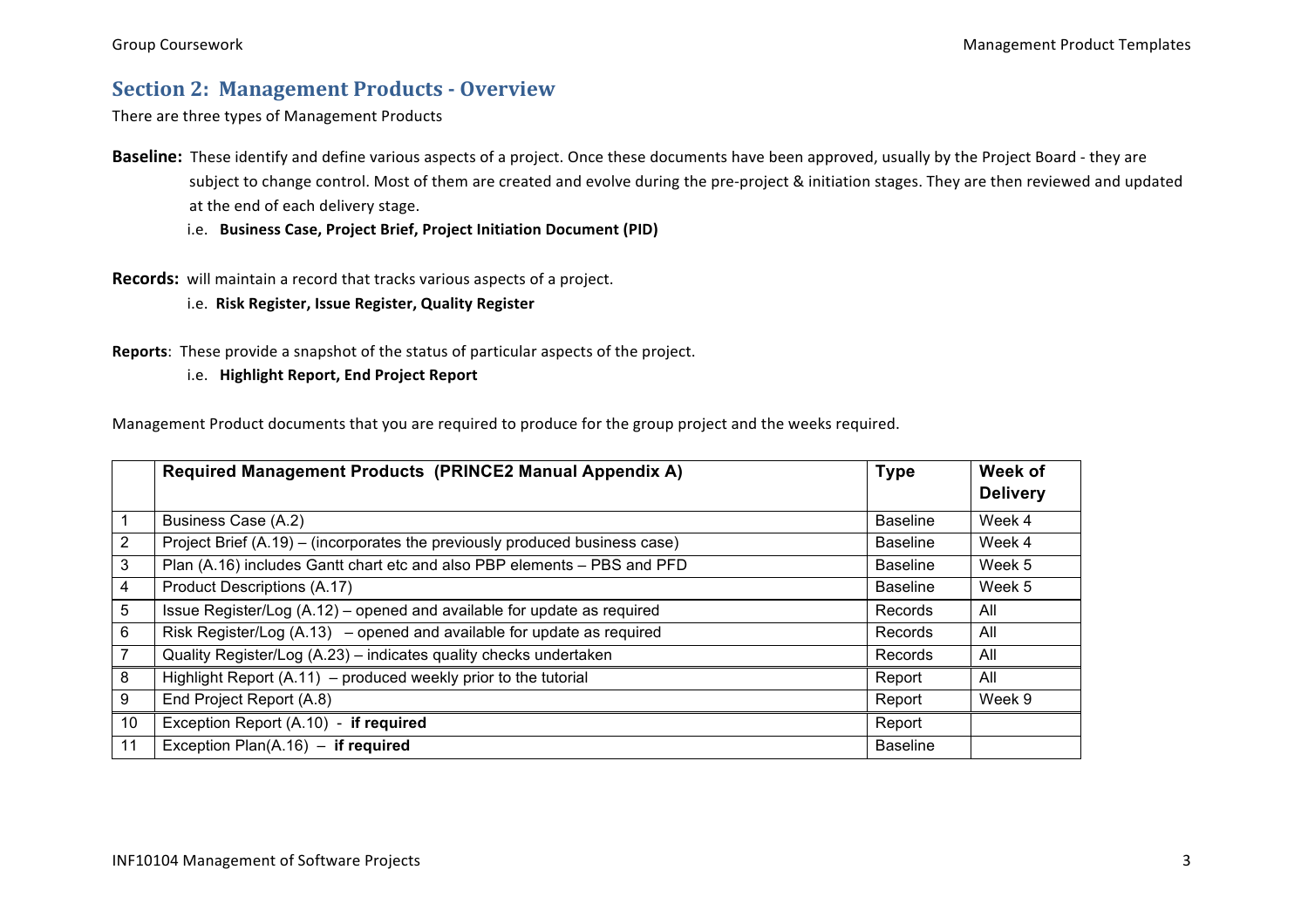## Section 2: Management Products - Overview

There are three types of Management Products

**Baseline:** These identify and define various aspects of a project. Once these documents have been approved, usually by the Project Board - they are subject to change control. Most of them are created and evolve during the pre-project & initiation stages. They are then reviewed and updated at the end of each delivery stage.

i.e. **Business Case, Project Brief, Project Initiation Document (PID)**

**Records:** will maintain a record that tracks various aspects of a project.

i.e. **Risk Register, Issue Register, Quality Register**

**Reports**: These provide a snapshot of the status of particular aspects of the project.

i.e. **Highlight Report, End Project Report**

Management Product documents that you are required to produce for the group project and the weeks required.

| | Required Management Products (PRINCE2 Manual Appendix A) | Type | Week of Delivery |
|---|---|---|---|
| 1 | Business Case (A.2) | Baseline | Week 4 |
| 2 | Project Brief (A.19) – (incorporates the previously produced business case) | Baseline | Week 4 |
| 3 | Plan (A.16) includes Gantt chart etc and also PBP elements – PBS and PFD | Baseline | Week 5 |
| 4 | Product Descriptions (A.17) | Baseline | Week 5 |
| 5 | Issue Register/Log (A.12) – opened and available for update as required | Records | All |
| 6 | Risk Register/Log (A.13) – opened and available for update as required | Records | All |
| 7 | Quality Register/Log (A.23) – indicates quality checks undertaken | Records | All |
| 8 | Highlight Report (A.11) – produced weekly prior to the tutorial | Report | All |
| 9 | End Project Report (A.8) | Report | Week 9 |
| 10 | Exception Report (A.10) - **if required** | Report | |
| 11 | Exception Plan(A.16) – **if required** | Baseline | |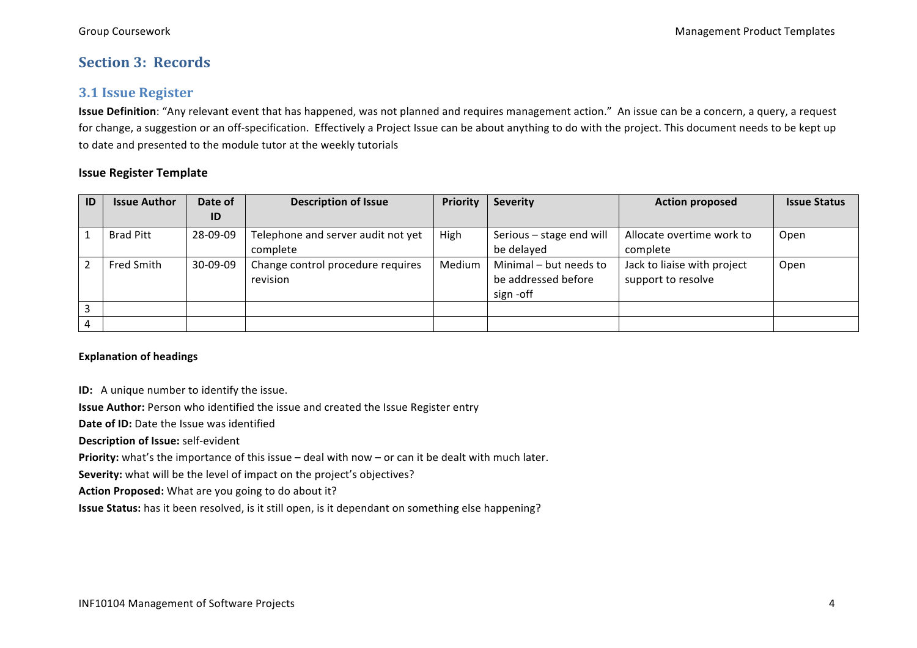## Section 3: Records

### 3.1 Issue Register

**Issue Definition**: "Any relevant event that has happened, was not planned and requires management action." An issue can be a concern, a query, a request for change, a suggestion or an off-specification. Effectively a Project Issue can be about anything to do with the project. This document needs to be kept up to date and presented to the module tutor at the weekly tutorials

**Issue Register Template**

| ID | Issue Author | Date of ID | Description of Issue | Priority | Severity | Action proposed | Issue Status |
|---|---|---|---|---|---|---|---|
| 1 | Brad Pitt | 28-09-09 | Telephone and server audit not yet complete | High | Serious – stage end will be delayed | Allocate overtime work to complete | Open |
| 2 | Fred Smith | 30-09-09 | Change control procedure requires revision | Medium | Minimal – but needs to be addressed before sign -off | Jack to liaise with project support to resolve | Open |
| 3 | | | | | | | |
| 4 | | | | | | | |

**Explanation of headings**

**ID:** A unique number to identify the issue.

**Issue Author:** Person who identified the issue and created the Issue Register entry

**Date of ID:** Date the Issue was identified

**Description of Issue:** self-evident

**Priority:** what's the importance of this issue – deal with now – or can it be dealt with much later.

**Severity:** what will be the level of impact on the project's objectives?

**Action Proposed:** What are you going to do about it?

**Issue Status:** has it been resolved, is it still open, is it dependant on something else happening?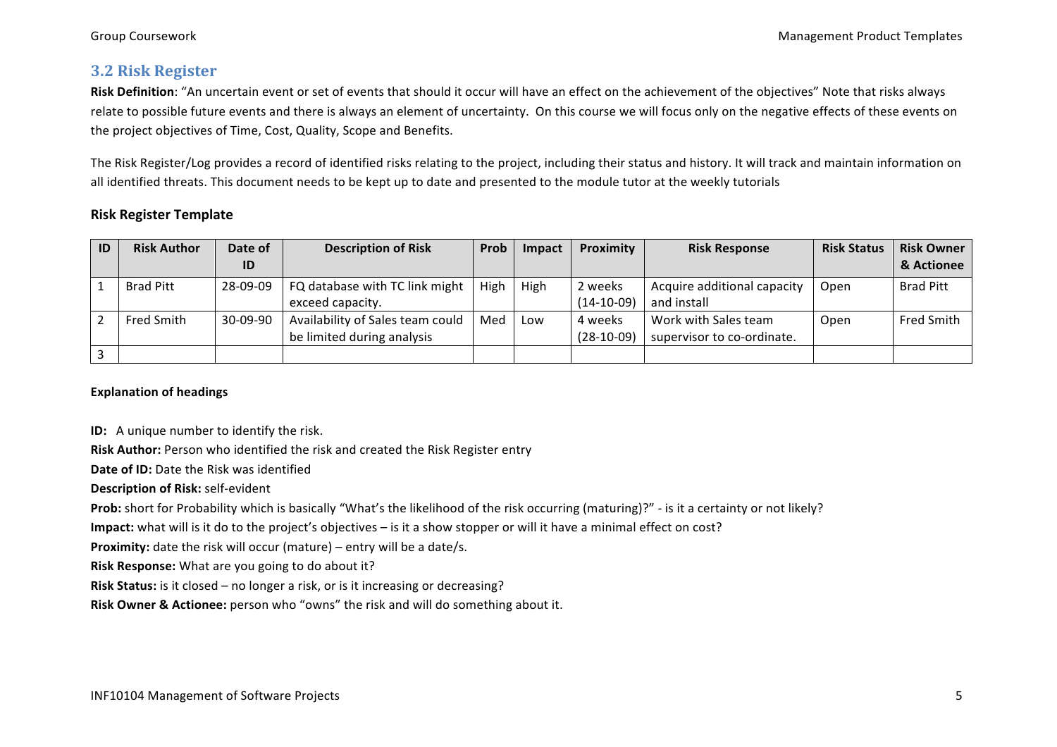## 3.2 Risk Register

**Risk Definition**: "An uncertain event or set of events that should it occur will have an effect on the achievement of the objectives" Note that risks always relate to possible future events and there is always an element of uncertainty. On this course we will focus only on the negative effects of these events on the project objectives of Time, Cost, Quality, Scope and Benefits.

The Risk Register/Log provides a record of identified risks relating to the project, including their status and history. It will track and maintain information on all identified threats. This document needs to be kept up to date and presented to the module tutor at the weekly tutorials

### Risk Register Template

| ID | Risk Author | Date of ID | Description of Risk | Prob | Impact | Proximity | Risk Response | Risk Status | Risk Owner & Actionee |
|---|---|---|---|---|---|---|---|---|---|
| 1 | Brad Pitt | 28-09-09 | FQ database with TC link might exceed capacity. | High | High | 2 weeks (14-10-09) | Acquire additional capacity and install | Open | Brad Pitt |
| 2 | Fred Smith | 30-09-90 | Availability of Sales team could be limited during analysis | Med | Low | 4 weeks (28-10-09) | Work with Sales team supervisor to co-ordinate. | Open | Fred Smith |
| 3 | | | | | | | | | |

**Explanation of headings**

**ID:** A unique number to identify the risk.
**Risk Author:** Person who identified the risk and created the Risk Register entry
**Date of ID:** Date the Risk was identified
**Description of Risk:** self-evident
**Prob:** short for Probability which is basically "What's the likelihood of the risk occurring (maturing)?" - is it a certainty or not likely?
**Impact:** what will is it do to the project's objectives – is it a show stopper or will it have a minimal effect on cost?
**Proximity:** date the risk will occur (mature) – entry will be a date/s.
**Risk Response:** What are you going to do about it?
**Risk Status:** is it closed – no longer a risk, or is it increasing or decreasing?
**Risk Owner & Actionee:** person who "owns" the risk and will do something about it.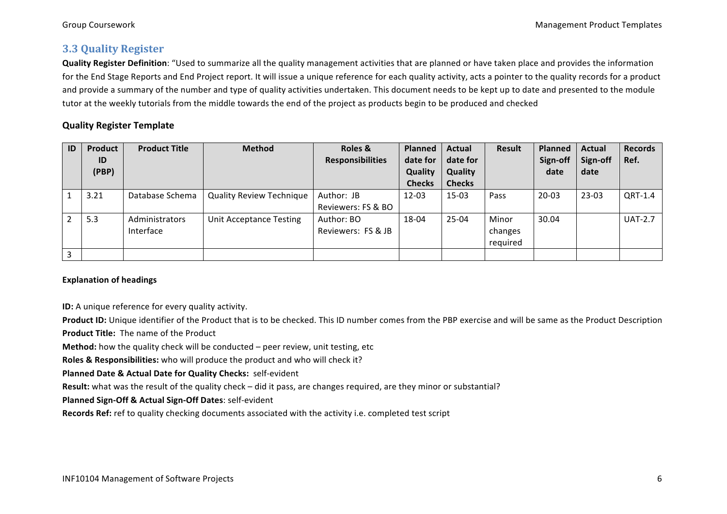### 3.3 Quality Register

**Quality Register Definition**: "Used to summarize all the quality management activities that are planned or have taken place and provides the information for the End Stage Reports and End Project report. It will issue a unique reference for each quality activity, acts a pointer to the quality records for a product and provide a summary of the number and type of quality activities undertaken. This document needs to be kept up to date and presented to the module tutor at the weekly tutorials from the middle towards the end of the project as products begin to be produced and checked

**Quality Register Template**

| ID | Product ID (PBP) | Product Title | Method | Roles & Responsibilities | Planned date for Quality Checks | Actual date for Quality Checks | Result | Planned Sign-off date | Actual Sign-off date | Records Ref. |
|---|---|---|---|---|---|---|---|---|---|---|
| 1 | 3.21 | Database Schema | Quality Review Technique | Author: JB Reviewers: FS & BO | 12-03 | 15-03 | Pass | 20-03 | 23-03 | QRT-1.4 |
| 2 | 5.3 | Administrators Interface | Unit Acceptance Testing | Author: BO Reviewers: FS & JB | 18-04 | 25-04 | Minor changes required | 30.04 | | UAT-2.7 |
| 3 | | | | | | | | | | |

**Explanation of headings**

**ID:** A unique reference for every quality activity.

**Product ID:** Unique identifier of the Product that is to be checked. This ID number comes from the PBP exercise and will be same as the Product Description

**Product Title:** The name of the Product

**Method:** how the quality check will be conducted – peer review, unit testing, etc

**Roles & Responsibilities:** who will produce the product and who will check it?

**Planned Date & Actual Date for Quality Checks:** self-evident

**Result:** what was the result of the quality check – did it pass, are changes required, are they minor or substantial?

**Planned Sign-Off & Actual Sign-Off Dates**: self-evident

**Records Ref:** ref to quality checking documents associated with the activity i.e. completed test script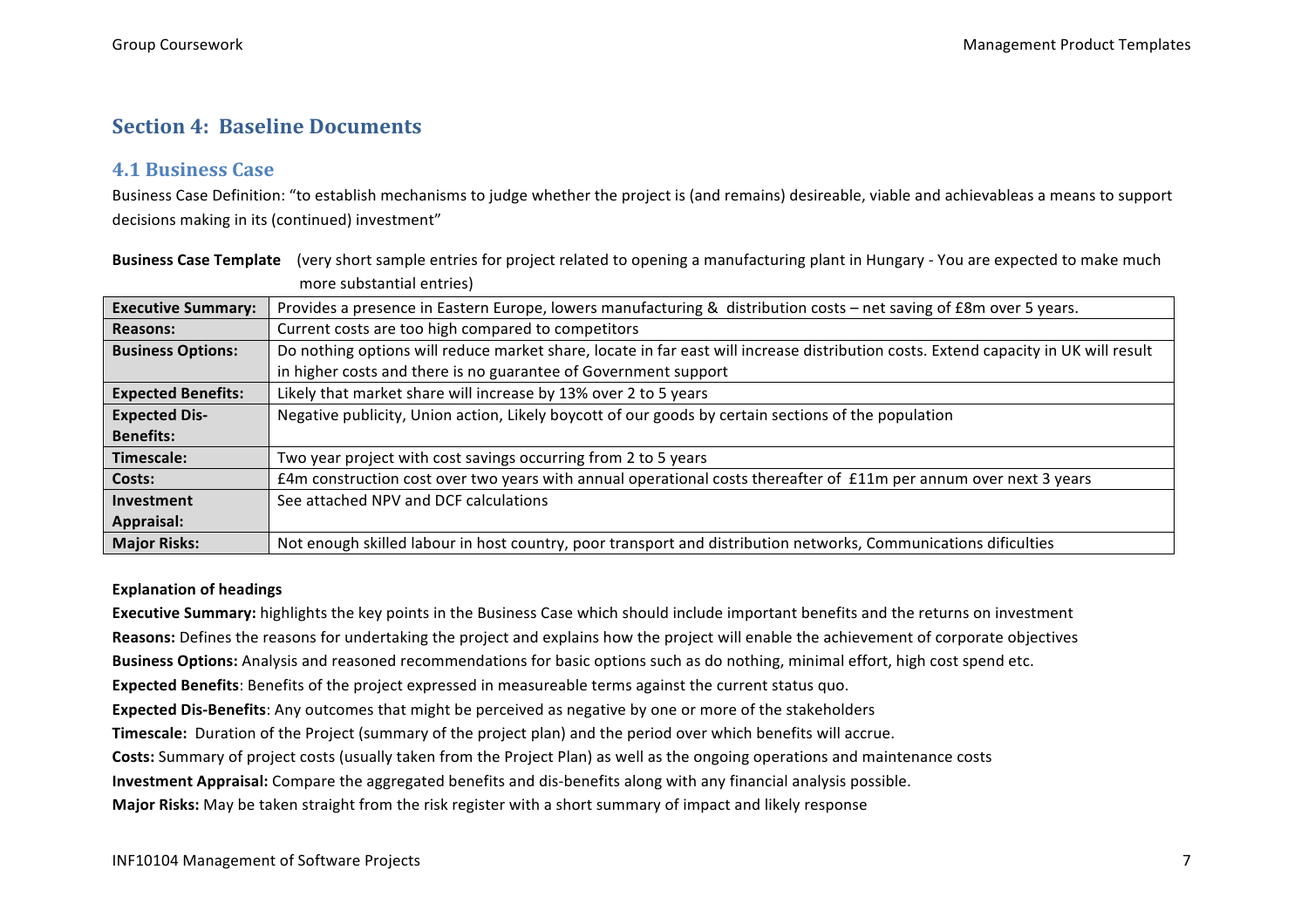## Section 4: Baseline Documents

### 4.1 Business Case

Business Case Definition: "to establish mechanisms to judge whether the project is (and remains) desireable, viable and achievableas a means to support decisions making in its (continued) investment"

**Business Case Template** (very short sample entries for project related to opening a manufacturing plant in Hungary - You are expected to make much more substantial entries)

| | |
|---|---|
| **Executive Summary:** | Provides a presence in Eastern Europe, lowers manufacturing & distribution costs – net saving of £8m over 5 years. |
| **Reasons:** | Current costs are too high compared to competitors |
| **Business Options:** | Do nothing options will reduce market share, locate in far east will increase distribution costs. Extend capacity in UK will result in higher costs and there is no guarantee of Government support |
| **Expected Benefits:** | Likely that market share will increase by 13% over 2 to 5 years |
| **Expected Dis-Benefits:** | Negative publicity, Union action, Likely boycott of our goods by certain sections of the population |
| **Timescale:** | Two year project with cost savings occurring from 2 to 5 years |
| **Costs:** | £4m construction cost over two years with annual operational costs thereafter of £11m per annum over next 3 years |
| **Investment Appraisal:** | See attached NPV and DCF calculations |
| **Major Risks:** | Not enough skilled labour in host country, poor transport and distribution networks, Communications dificulties |

**Explanation of headings**

**Executive Summary:** highlights the key points in the Business Case which should include important benefits and the returns on investment

**Reasons:** Defines the reasons for undertaking the project and explains how the project will enable the achievement of corporate objectives

**Business Options:** Analysis and reasoned recommendations for basic options such as do nothing, minimal effort, high cost spend etc.

**Expected Benefits**: Benefits of the project expressed in measureable terms against the current status quo.

**Expected Dis-Benefits**: Any outcomes that might be perceived as negative by one or more of the stakeholders

**Timescale:** Duration of the Project (summary of the project plan) and the period over which benefits will accrue.

**Costs:** Summary of project costs (usually taken from the Project Plan) as well as the ongoing operations and maintenance costs

**Investment Appraisal:** Compare the aggregated benefits and dis-benefits along with any financial analysis possible.

**Major Risks:** May be taken straight from the risk register with a short summary of impact and likely response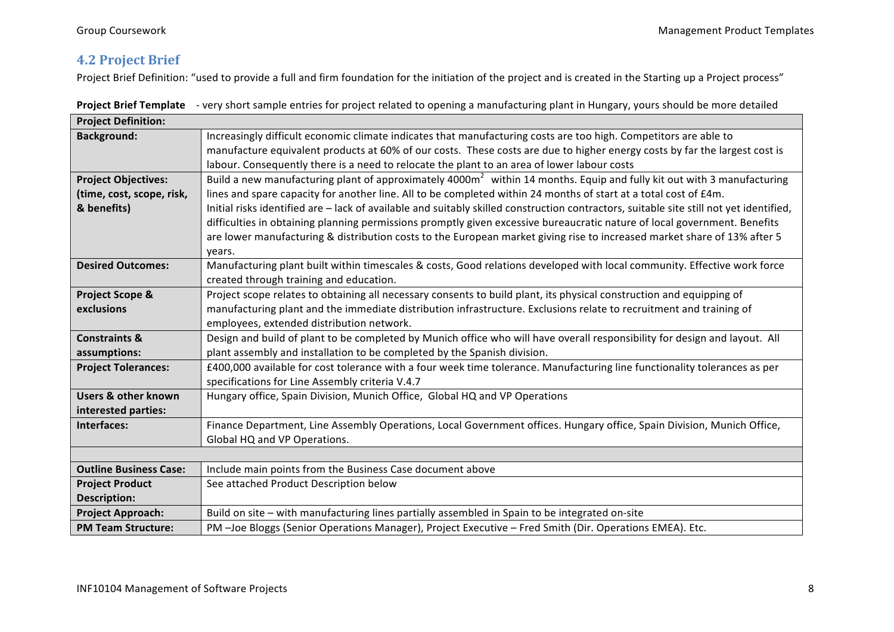## 4.2 Project Brief

Project Brief Definition: "used to provide a full and firm foundation for the initiation of the project and is created in the Starting up a Project process"

**Project Brief Template** - very short sample entries for project related to opening a manufacturing plant in Hungary, yours should be more detailed

| **Project Definition:** | |
|---|---|
| **Background:** | Increasingly difficult economic climate indicates that manufacturing costs are too high. Competitors are able to manufacture equivalent products at 60% of our costs. These costs are due to higher energy costs by far the largest cost is labour. Consequently there is a need to relocate the plant to an area of lower labour costs |
| **Project Objectives: (time, cost, scope, risk, & benefits)** | Build a new manufacturing plant of approximately 4000m$^2$ within 14 months. Equip and fully kit out with 3 manufacturing lines and spare capacity for another line. All to be completed within 24 months of start at a total cost of £4m. Initial risks identified are – lack of available and suitably skilled construction contractors, suitable site still not yet identified, difficulties in obtaining planning permissions promptly given excessive bureaucratic nature of local government. Benefits are lower manufacturing & distribution costs to the European market giving rise to increased market share of 13% after 5 years. |
| **Desired Outcomes:** | Manufacturing plant built within timescales & costs, Good relations developed with local community. Effective work force created through training and education. |
| **Project Scope & exclusions** | Project scope relates to obtaining all necessary consents to build plant, its physical construction and equipping of manufacturing plant and the immediate distribution infrastructure. Exclusions relate to recruitment and training of employees, extended distribution network. |
| **Constraints & assumptions:** | Design and build of plant to be completed by Munich office who will have overall responsibility for design and layout. All plant assembly and installation to be completed by the Spanish division. |
| **Project Tolerances:** | £400,000 available for cost tolerance with a four week time tolerance. Manufacturing line functionality tolerances as per specifications for Line Assembly criteria V.4.7 |
| **Users & other known interested parties:** | Hungary office, Spain Division, Munich Office, Global HQ and VP Operations |
| **Interfaces:** | Finance Department, Line Assembly Operations, Local Government offices. Hungary office, Spain Division, Munich Office, Global HQ and VP Operations. |
| | |
| **Outline Business Case:** | Include main points from the Business Case document above |
| **Project Product Description:** | See attached Product Description below |
| **Project Approach:** | Build on site – with manufacturing lines partially assembled in Spain to be integrated on-site |
| **PM Team Structure:** | PM –Joe Bloggs (Senior Operations Manager), Project Executive – Fred Smith (Dir. Operations EMEA). Etc. |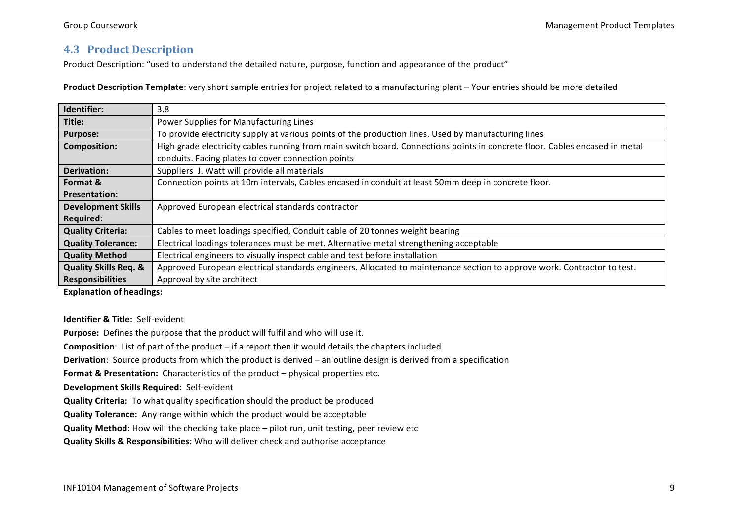### 4.3 Product Description

Product Description: "used to understand the detailed nature, purpose, function and appearance of the product"

**Product Description Template**: very short sample entries for project related to a manufacturing plant – Your entries should be more detailed

| | |
|---|---|
| **Identifier:** | 3.8 |
| **Title:** | Power Supplies for Manufacturing Lines |
| **Purpose:** | To provide electricity supply at various points of the production lines. Used by manufacturing lines |
| **Composition:** | High grade electricity cables running from main switch board. Connections points in concrete floor. Cables encased in metal conduits. Facing plates to cover connection points |
| **Derivation:** | Suppliers J. Watt will provide all materials |
| **Format & Presentation:** | Connection points at 10m intervals, Cables encased in conduit at least 50mm deep in concrete floor. |
| **Development Skills Required:** | Approved European electrical standards contractor |
| **Quality Criteria:** | Cables to meet loadings specified, Conduit cable of 20 tonnes weight bearing |
| **Quality Tolerance:** | Electrical loadings tolerances must be met. Alternative metal strengthening acceptable |
| **Quality Method** | Electrical engineers to visually inspect cable and test before installation |
| **Quality Skills Req. & Responsibilities** | Approved European electrical standards engineers. Allocated to maintenance section to approve work. Contractor to test. Approval by site architect |

**Explanation of headings:**

**Identifier & Title:** Self-evident

**Purpose:** Defines the purpose that the product will fulfil and who will use it.

**Composition**: List of part of the product – if a report then it would details the chapters included

**Derivation**: Source products from which the product is derived – an outline design is derived from a specification

**Format & Presentation:** Characteristics of the product – physical properties etc.

**Development Skills Required:** Self-evident

**Quality Criteria:** To what quality specification should the product be produced

**Quality Tolerance:** Any range within which the product would be acceptable

**Quality Method:** How will the checking take place – pilot run, unit testing, peer review etc

**Quality Skills & Responsibilities:** Who will deliver check and authorise acceptance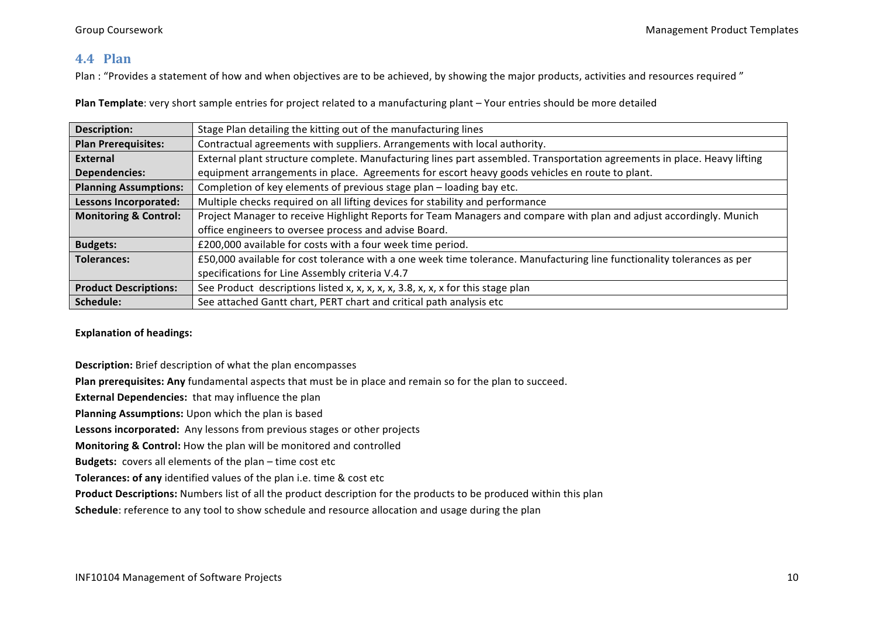## 4.4 Plan

Plan : "Provides a statement of how and when objectives are to be achieved, by showing the major products, activities and resources required "

**Plan Template**: very short sample entries for project related to a manufacturing plant – Your entries should be more detailed

| | |
|---|---|
| **Description:** | Stage Plan detailing the kitting out of the manufacturing lines |
| **Plan Prerequisites:** | Contractual agreements with suppliers. Arrangements with local authority. |
| **External Dependencies:** | External plant structure complete. Manufacturing lines part assembled. Transportation agreements in place. Heavy lifting equipment arrangements in place. Agreements for escort heavy goods vehicles en route to plant. |
| **Planning Assumptions:** | Completion of key elements of previous stage plan – loading bay etc. |
| **Lessons Incorporated:** | Multiple checks required on all lifting devices for stability and performance |
| **Monitoring & Control:** | Project Manager to receive Highlight Reports for Team Managers and compare with plan and adjust accordingly. Munich office engineers to oversee process and advise Board. |
| **Budgets:** | £200,000 available for costs with a four week time period. |
| **Tolerances:** | £50,000 available for cost tolerance with a one week time tolerance. Manufacturing line functionality tolerances as per specifications for Line Assembly criteria V.4.7 |
| **Product Descriptions:** | See Product descriptions listed x, x, x, x, x, 3.8, x, x, x for this stage plan |
| **Schedule:** | See attached Gantt chart, PERT chart and critical path analysis etc |

**Explanation of headings:**

**Description:** Brief description of what the plan encompasses

**Plan prerequisites: Any** fundamental aspects that must be in place and remain so for the plan to succeed.

**External Dependencies:** that may influence the plan

**Planning Assumptions:** Upon which the plan is based

**Lessons incorporated:** Any lessons from previous stages or other projects

**Monitoring & Control:** How the plan will be monitored and controlled

**Budgets:** covers all elements of the plan – time cost etc

**Tolerances: of any** identified values of the plan i.e. time & cost etc

**Product Descriptions:** Numbers list of all the product description for the products to be produced within this plan

**Schedule**: reference to any tool to show schedule and resource allocation and usage during the plan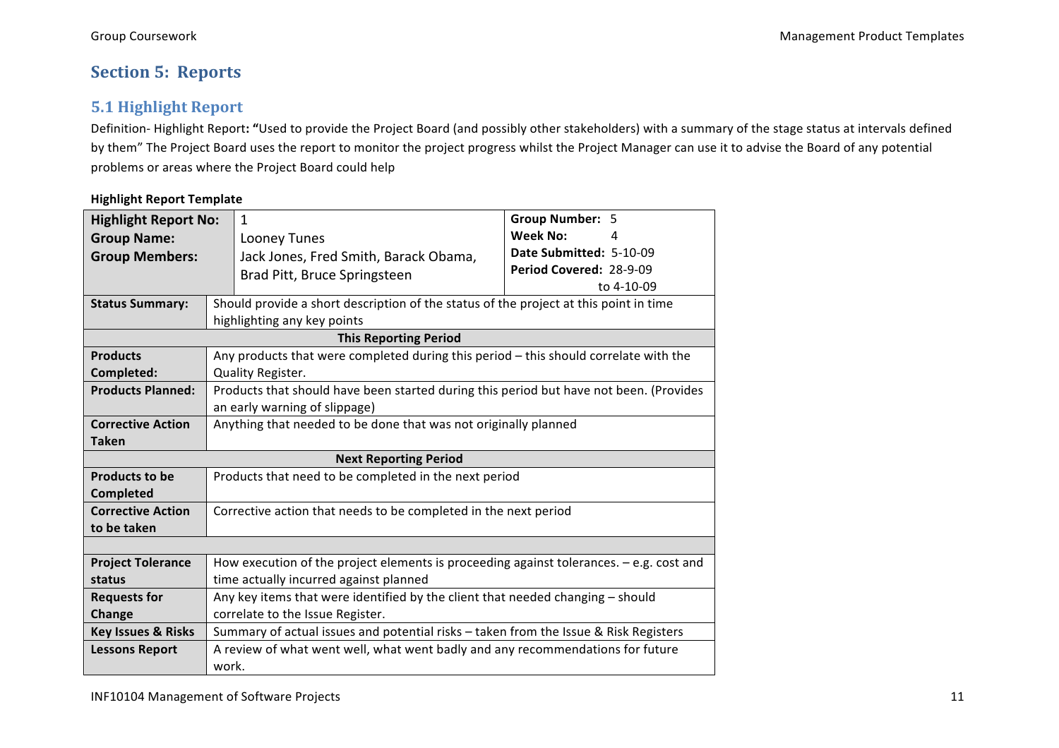# Section 5: Reports

## 5.1 Highlight Report

Definition- Highlight Report**:** **"**Used to provide the Project Board (and possibly other stakeholders) with a summary of the stage status at intervals defined by them" The Project Board uses the report to monitor the project progress whilst the Project Manager can use it to advise the Board of any potential problems or areas where the Project Board could help

**Highlight Report Template**

| | | |
|---|---|---|
| **Highlight Report No:**<br>**Group Name:**<br>**Group Members:** | 1<br>Looney Tunes<br>Jack Jones, Fred Smith, Barack Obama, Brad Pitt, Bruce Springsteen | **Group Number:** 5<br>**Week No:** 4<br>**Date Submitted:** 5-10-09<br>**Period Covered:** 28-9-09 to 4-10-09 |
| **Status Summary:** | Should provide a short description of the status of the project at this point in time highlighting any key points | |
| **This Reporting Period** | | |
| **Products Completed:** | Any products that were completed during this period – this should correlate with the Quality Register. | |
| **Products Planned:** | Products that should have been started during this period but have not been. (Provides an early warning of slippage) | |
| **Corrective Action Taken** | Anything that needed to be done that was not originally planned | |
| **Next Reporting Period** | | |
| **Products to be Completed** | Products that need to be completed in the next period | |
| **Corrective Action to be taken** | Corrective action that needs to be completed in the next period | |
| | | |
| **Project Tolerance status** | How execution of the project elements is proceeding against tolerances. – e.g. cost and time actually incurred against planned | |
| **Requests for Change** | Any key items that were identified by the client that needed changing – should correlate to the Issue Register. | |
| **Key Issues & Risks** | Summary of actual issues and potential risks – taken from the Issue & Risk Registers | |
| **Lessons Report** | A review of what went well, what went badly and any recommendations for future work. | |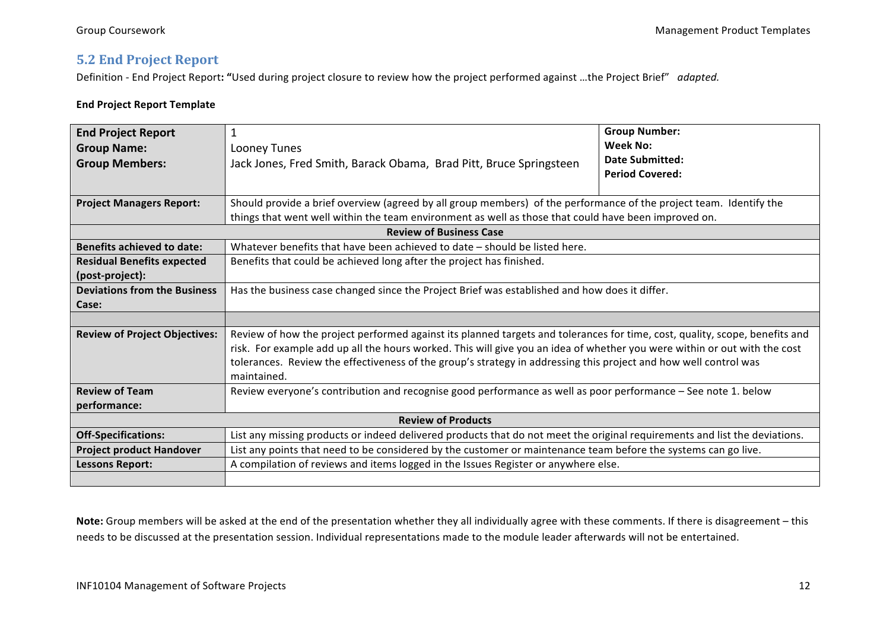## 5.2 End Project Report

Definition - End Project Report**: "**Used during project closure to review how the project performed against …the Project Brief" *adapted.*

**End Project Report Template**

| | | |
|---|---|---|
| **End Project Report**<br>**Group Name:**<br>**Group Members:** | 1<br>Looney Tunes<br>Jack Jones, Fred Smith, Barack Obama, Brad Pitt, Bruce Springsteen | **Group Number:**<br>**Week No:**<br>**Date Submitted:**<br>**Period Covered:** |
| **Project Managers Report:** | Should provide a brief overview (agreed by all group members) of the performance of the project team. Identify the things that went well within the team environment as well as those that could have been improved on. | |
| **Review of Business Case** | | |
| **Benefits achieved to date:** | Whatever benefits that have been achieved to date – should be listed here. | |
| **Residual Benefits expected (post-project):** | Benefits that could be achieved long after the project has finished. | |
| **Deviations from the Business Case:** | Has the business case changed since the Project Brief was established and how does it differ. | |
| | | |
| **Review of Project Objectives:** | Review of how the project performed against its planned targets and tolerances for time, cost, quality, scope, benefits and risk. For example add up all the hours worked. This will give you an idea of whether you were within or out with the cost tolerances. Review the effectiveness of the group's strategy in addressing this project and how well control was maintained. | |
| **Review of Team performance:** | Review everyone's contribution and recognise good performance as well as poor performance – See note 1. below | |
| **Review of Products** | | |
| **Off-Specifications:** | List any missing products or indeed delivered products that do not meet the original requirements and list the deviations. | |
| **Project product Handover** | List any points that need to be considered by the customer or maintenance team before the systems can go live. | |
| **Lessons Report:** | A compilation of reviews and items logged in the Issues Register or anywhere else. | |
| | | |

**Note:** Group members will be asked at the end of the presentation whether they all individually agree with these comments. If there is disagreement – this needs to be discussed at the presentation session. Individual representations made to the module leader afterwards will not be entertained.